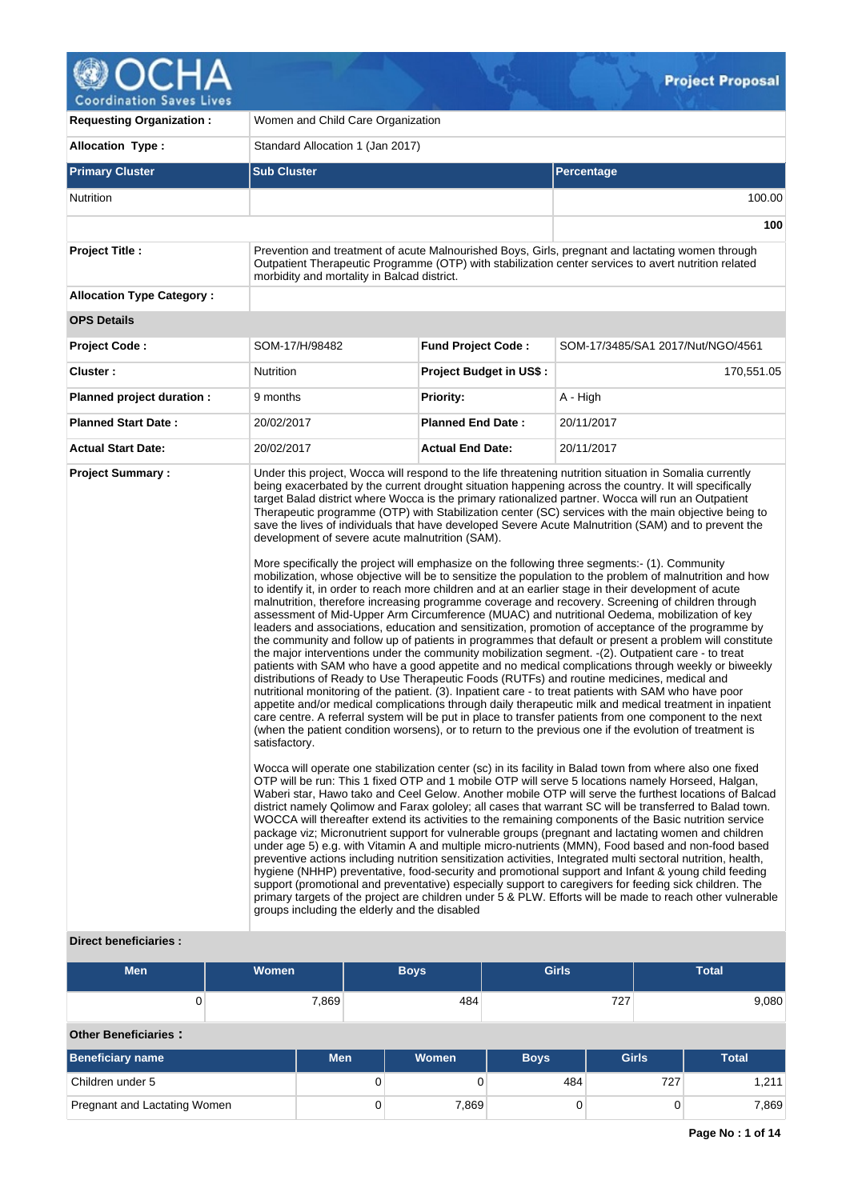# Project Proposal

| | |
|---|---|
| **Requesting Organization :** | Women and Child Care Organization |
| **Allocation Type :** | Standard Allocation 1 (Jan 2017) |

| Primary Cluster | Sub Cluster | Percentage |
|---|---|---|
| Nutrition | | 100.00 |
| | | **100** |

| | | | |
|---|---|---|---|
| **Project Title :** | Prevention and treatment of acute Malnourished Boys, Girls, pregnant and lactating women through Outpatient Therapeutic Programme (OTP) with stabilization center services to avert nutrition related morbidity and mortality in Balcad district. | | |
| **Allocation Type Category :** | | | |
| **OPS Details** | | | |
| **Project Code :** | SOM-17/H/98482 | **Fund Project Code :** | SOM-17/3485/SA1 2017/Nut/NGO/4561 |
| **Cluster :** | Nutrition | **Project Budget in US$ :** | 170,551.05 |
| **Planned project duration :** | 9 months | **Priority:** | A - High |
| **Planned Start Date :** | 20/02/2017 | **Planned End Date :** | 20/11/2017 |
| **Actual Start Date:** | 20/02/2017 | **Actual End Date:** | 20/11/2017 |

**Project Summary :**

Under this project, Wocca will respond to the life threatening nutrition situation in Somalia currently being exacerbated by the current drought situation happening across the country. It will specifically target Balad district where Wocca is the primary rationalized partner. Wocca will run an Outpatient Therapeutic programme (OTP) with Stabilization center (SC) services with the main objective being to save the lives of individuals that have developed Severe Acute Malnutrition (SAM) and to prevent the development of severe acute malnutrition (SAM).

More specifically the project will emphasize on the following three segments:- (1). Community mobilization, whose objective will be to sensitize the population to the problem of malnutrition and how to identify it, in order to reach more children and at an earlier stage in their development of acute malnutrition, therefore increasing programme coverage and recovery. Screening of children through assessment of Mid-Upper Arm Circumference (MUAC) and nutritional Oedema, mobilization of key leaders and associations, education and sensitization, promotion of acceptance of the programme by the community and follow up of patients in programmes that default or present a problem will constitute the major interventions under the community mobilization segment. -(2). Outpatient care - to treat patients with SAM who have a good appetite and no medical complications through weekly or biweekly distributions of Ready to Use Therapeutic Foods (RUTFs) and routine medicines, medical and nutritional monitoring of the patient. (3). Inpatient care - to treat patients with SAM who have poor appetite and/or medical complications through daily therapeutic milk and medical treatment in inpatient care centre. A referral system will be put in place to transfer patients from one component to the next (when the patient condition worsens), or to return to the previous one if the evolution of treatment is satisfactory.

Wocca will operate one stabilization center (sc) in its facility in Balad town from where also one fixed OTP will be run: This 1 fixed OTP and 1 mobile OTP will serve 5 locations namely Horseed, Halgan, Waberi star, Hawo tako and Ceel Gelow. Another mobile OTP will serve the furthest locations of Balcad district namely Qolimow and Farax gololey; all cases that warrant SC will be transferred to Balad town. WOCCA will thereafter extend its activities to the remaining components of the Basic nutrition service package viz; Micronutrient support for vulnerable groups (pregnant and lactating women and children under age 5) e.g. with Vitamin A and multiple micro-nutrients (MMN), Food based and non-food based preventive actions including nutrition sensitization activities, Integrated multi sectoral nutrition, health, hygiene (NHHP) preventative, food-security and promotional support and Infant & young child feeding support (promotional and preventative) especially support to caregivers for feeding sick children. The primary targets of the project are children under 5 & PLW. Efforts will be made to reach other vulnerable groups including the elderly and the disabled

**Direct beneficiaries :**

| Men | Women | Boys | Girls | Total |
|---|---|---|---|---|
| 0 | 7,869 | 484 | 727 | 9,080 |

**Other Beneficiaries :**

| Beneficiary name | Men | Women | Boys | Girls | Total |
|---|---|---|---|---|---|
| Children under 5 | 0 | 0 | 484 | 727 | 1,211 |
| Pregnant and Lactating Women | 0 | 7,869 | 0 | 0 | 7,869 |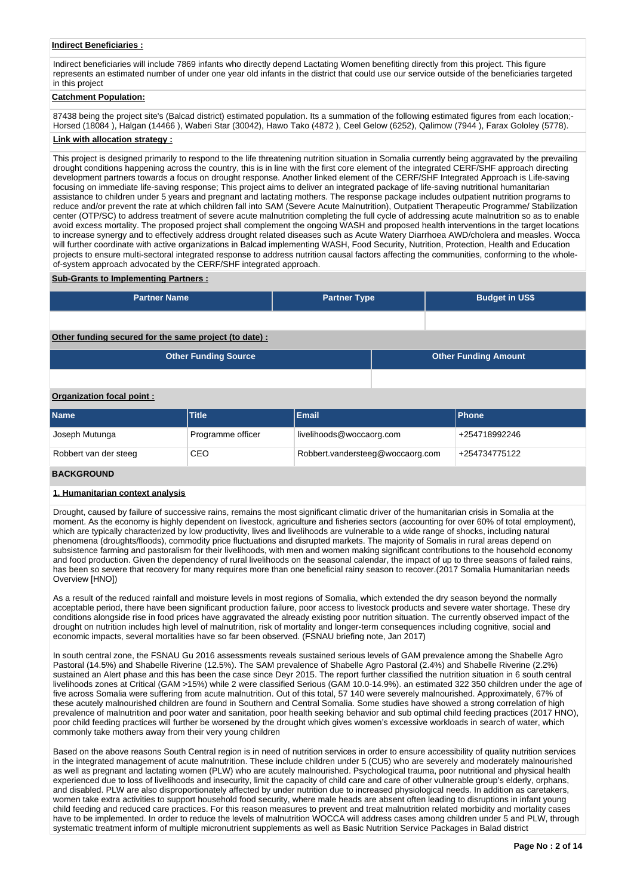**Indirect Beneficiaries :**

Indirect beneficiaries will include 7869 infants who directly depend Lactating Women benefiting directly from this project. This figure represents an estimated number of under one year old infants in the district that could use our service outside of the beneficiaries targeted in this project

**Catchment Population:**

87438 being the project site's (Balcad district) estimated population. Its a summation of the following estimated figures from each location;- Horsed (18084 ), Halgan (14466 ), Waberi Star (30042), Hawo Tako (4872 ), Ceel Gelow (6252), Qalimow (7944 ), Farax Gololey (5778).

**Link with allocation strategy :**

This project is designed primarily to respond to the life threatening nutrition situation in Somalia currently being aggravated by the prevailing drought conditions happening across the country, this is in line with the first core element of the integrated CERF/SHF approach directing development partners towards a focus on drought response. Another linked element of the CERF/SHF Integrated Approach is Life-saving focusing on immediate life-saving response; This project aims to deliver an integrated package of life-saving nutritional humanitarian assistance to children under 5 years and pregnant and lactating mothers. The response package includes outpatient nutrition programs to reduce and/or prevent the rate at which children fall into SAM (Severe Acute Malnutrition), Outpatient Therapeutic Programme/ Stabilization center (OTP/SC) to address treatment of severe acute malnutrition completing the full cycle of addressing acute malnutrition so as to enable avoid excess mortality. The proposed project shall complement the ongoing WASH and proposed health interventions in the target locations to increase synergy and to effectively address drought related diseases such as Acute Watery Diarrhoea AWD/cholera and measles. Wocca will further coordinate with active organizations in Balcad implementing WASH, Food Security, Nutrition, Protection, Health and Education projects to ensure multi-sectoral integrated response to address nutrition causal factors affecting the communities, conforming to the whole-of-system approach advocated by the CERF/SHF integrated approach.

**Sub-Grants to Implementing Partners :**

| Partner Name | Partner Type | Budget in US$ |
|---|---|---|
| | | |

**Other funding secured for the same project (to date) :**

| Other Funding Source | Other Funding Amount |
|---|---|
| | |

**Organization focal point :**

| Name | Title | Email | Phone |
|---|---|---|---|
| Joseph Mutunga | Programme officer | livelihoods@woccaorg.com | +254718992246 |
| Robbert van der steeg | CEO | Robbert.vandersteeg@woccaorg.com | +254734775122 |

## BACKGROUND

### 1. Humanitarian context analysis

Drought, caused by failure of successive rains, remains the most significant climatic driver of the humanitarian crisis in Somalia at the moment. As the economy is highly dependent on livestock, agriculture and fisheries sectors (accounting for over 60% of total employment), which are typically characterized by low productivity, lives and livelihoods are vulnerable to a wide range of shocks, including natural phenomena (droughts/floods), commodity price fluctuations and disrupted markets. The majority of Somalis in rural areas depend on subsistence farming and pastoralism for their livelihoods, with men and women making significant contributions to the household economy and food production. Given the dependency of rural livelihoods on the seasonal calendar, the impact of up to three seasons of failed rains, has been so severe that recovery for many requires more than one beneficial rainy season to recover.(2017 Somalia Humanitarian needs Overview [HNO])

As a result of the reduced rainfall and moisture levels in most regions of Somalia, which extended the dry season beyond the normally acceptable period, there have been significant production failure, poor access to livestock products and severe water shortage. These dry conditions alongside rise in food prices have aggravated the already existing poor nutrition situation. The currently observed impact of the drought on nutrition includes high level of malnutrition, risk of mortality and longer-term consequences including cognitive, social and economic impacts, several mortalities have so far been observed. (FSNAU briefing note, Jan 2017)

In south central zone, the FSNAU Gu 2016 assessments reveals sustained serious levels of GAM prevalence among the Shabelle Agro Pastoral (14.5%) and Shabelle Riverine (12.5%). The SAM prevalence of Shabelle Agro Pastoral (2.4%) and Shabelle Riverine (2.2%) sustained an Alert phase and this has been the case since Deyr 2015. The report further classified the nutrition situation in 6 south central livelihoods zones at Critical (GAM >15%) while 2 were classified Serious (GAM 10.0-14.9%). an estimated 322 350 children under the age of five across Somalia were suffering from acute malnutrition. Out of this total, 57 140 were severely malnourished. Approximately, 67% of these acutely malnourished children are found in Southern and Central Somalia. Some studies have showed a strong correlation of high prevalence of malnutrition and poor water and sanitation, poor health seeking behavior and sub optimal child feeding practices (2017 HNO), poor child feeding practices will further be worsened by the drought which gives women's excessive workloads in search of water, which commonly take mothers away from their very young children

Based on the above reasons South Central region is in need of nutrition services in order to ensure accessibility of quality nutrition services in the integrated management of acute malnutrition. These include children under 5 (CU5) who are severely and moderately malnourished as well as pregnant and lactating women (PLW) who are acutely malnourished. Psychological trauma, poor nutritional and physical health experienced due to loss of livelihoods and insecurity, limit the capacity of child care and care of other vulnerable group's elderly, orphans, and disabled. PLW are also disproportionately affected by under nutrition due to increased physiological needs. In addition as caretakers, women take extra activities to support household food security, where male heads are absent often leading to disruptions in infant young child feeding and reduced care practices. For this reason measures to prevent and treat malnutrition related morbidity and mortality cases have to be implemented. In order to reduce the levels of malnutrition WOCCA will address cases among children under 5 and PLW, through systematic treatment inform of multiple micronutrient supplements as well as Basic Nutrition Service Packages in Balad district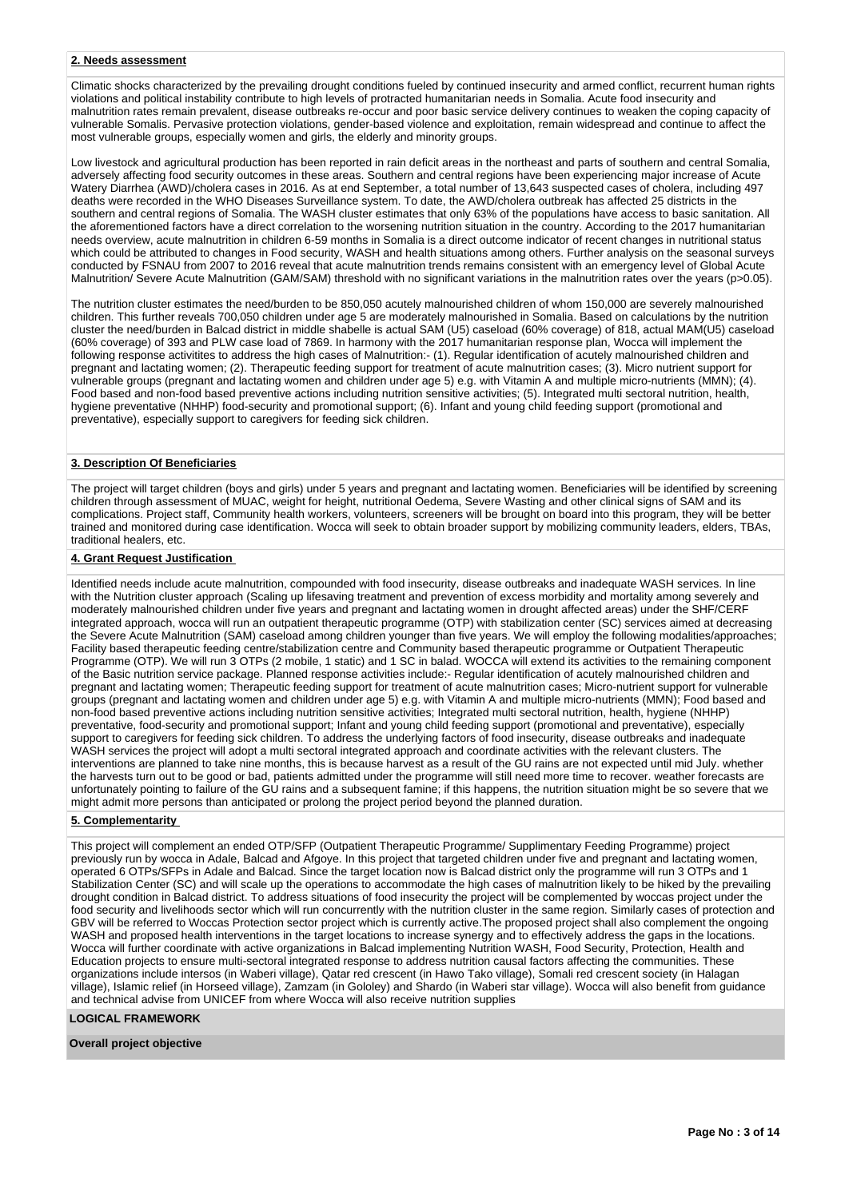## 2. Needs assessment

Climatic shocks characterized by the prevailing drought conditions fueled by continued insecurity and armed conflict, recurrent human rights violations and political instability contribute to high levels of protracted humanitarian needs in Somalia. Acute food insecurity and malnutrition rates remain prevalent, disease outbreaks re-occur and poor basic service delivery continues to weaken the coping capacity of vulnerable Somalis. Pervasive protection violations, gender-based violence and exploitation, remain widespread and continue to affect the most vulnerable groups, especially women and girls, the elderly and minority groups.

Low livestock and agricultural production has been reported in rain deficit areas in the northeast and parts of southern and central Somalia, adversely affecting food security outcomes in these areas. Southern and central regions have been experiencing major increase of Acute Watery Diarrhea (AWD)/cholera cases in 2016. As at end September, a total number of 13,643 suspected cases of cholera, including 497 deaths were recorded in the WHO Diseases Surveillance system. To date, the AWD/cholera outbreak has affected 25 districts in the southern and central regions of Somalia. The WASH cluster estimates that only 63% of the populations have access to basic sanitation. All the aforementioned factors have a direct correlation to the worsening nutrition situation in the country. According to the 2017 humanitarian needs overview, acute malnutrition in children 6-59 months in Somalia is a direct outcome indicator of recent changes in nutritional status which could be attributed to changes in Food security, WASH and health situations among others. Further analysis on the seasonal surveys conducted by FSNAU from 2007 to 2016 reveal that acute malnutrition trends remains consistent with an emergency level of Global Acute Malnutrition/ Severe Acute Malnutrition (GAM/SAM) threshold with no significant variations in the malnutrition rates over the years ($p>0.05$).

The nutrition cluster estimates the need/burden to be 850,050 acutely malnourished children of whom 150,000 are severely malnourished children. This further reveals 700,050 children under age 5 are moderately malnourished in Somalia. Based on calculations by the nutrition cluster the need/burden in Balcad district in middle shabelle is actual SAM (U5) caseload (60% coverage) of 818, actual MAM(U5) caseload (60% coverage) of 393 and PLW case load of 7869. In harmony with the 2017 humanitarian response plan, Wocca will implement the following response activitites to address the high cases of Malnutrition:- (1). Regular identification of acutely malnourished children and pregnant and lactating women; (2). Therapeutic feeding support for treatment of acute malnutrition cases; (3). Micro nutrient support for vulnerable groups (pregnant and lactating women and children under age 5) e.g. with Vitamin A and multiple micro-nutrients (MMN); (4). Food based and non-food based preventive actions including nutrition sensitive activities; (5). Integrated multi sectoral nutrition, health, hygiene preventative (NHHP) food-security and promotional support; (6). Infant and young child feeding support (promotional and preventative), especially support to caregivers for feeding sick children.

## 3. Description Of Beneficiaries

The project will target children (boys and girls) under 5 years and pregnant and lactating women. Beneficiaries will be identified by screening children through assessment of MUAC, weight for height, nutritional Oedema, Severe Wasting and other clinical signs of SAM and its complications. Project staff, Community health workers, volunteers, screeners will be brought on board into this program, they will be better trained and monitored during case identification. Wocca will seek to obtain broader support by mobilizing community leaders, elders, TBAs, traditional healers, etc.

## 4. Grant Request Justification

Identified needs include acute malnutrition, compounded with food insecurity, disease outbreaks and inadequate WASH services. In line with the Nutrition cluster approach (Scaling up lifesaving treatment and prevention of excess morbidity and mortality among severely and moderately malnourished children under five years and pregnant and lactating women in drought affected areas) under the SHF/CERF integrated approach, wocca will run an outpatient therapeutic programme (OTP) with stabilization center (SC) services aimed at decreasing the Severe Acute Malnutrition (SAM) caseload among children younger than five years. We will employ the following modalities/approaches; Facility based therapeutic feeding centre/stabilization centre and Community based therapeutic programme or Outpatient Therapeutic Programme (OTP). We will run 3 OTPs (2 mobile, 1 static) and 1 SC in balad. WOCCA will extend its activities to the remaining component of the Basic nutrition service package. Planned response activities include:- Regular identification of acutely malnourished children and pregnant and lactating women; Therapeutic feeding support for treatment of acute malnutrition cases; Micro-nutrient support for vulnerable groups (pregnant and lactating women and children under age 5) e.g. with Vitamin A and multiple micro-nutrients (MMN); Food based and non-food based preventive actions including nutrition sensitive activities; Integrated multi sectoral nutrition, health, hygiene (NHHP) preventative, food-security and promotional support; Infant and young child feeding support (promotional and preventative), especially support to caregivers for feeding sick children. To address the underlying factors of food insecurity, disease outbreaks and inadequate WASH services the project will adopt a multi sectoral integrated approach and coordinate activities with the relevant clusters. The interventions are planned to take nine months, this is because harvest as a result of the GU rains are not expected until mid July. whether the harvests turn out to be good or bad, patients admitted under the programme will still need more time to recover. weather forecasts are unfortunately pointing to failure of the GU rains and a subsequent famine; if this happens, the nutrition situation might be so severe that we might admit more persons than anticipated or prolong the project beyond the planned duration.

## 5. Complementarity

This project will complement an ended OTP/SFP (Outpatient Therapeutic Programme/ Supplimentary Feeding Programme) project previously run by wocca in Adale, Balcad and Afgoye. In this project that targeted children under five and pregnant and lactating women, operated 6 OTPs/SFPs in Adale and Balcad. Since the target location now is Balcad district only the programme will run 3 OTPs and 1 Stabilization Center (SC) and will scale up the operations to accommodate the high cases of malnutrition likely to be hiked by the prevailing drought condition in Balcad district. To address situations of food insecurity the project will be complemented by woccas project under the food security and livelihoods sector which will run concurrently with the nutrition cluster in the same region. Similarly cases of protection and GBV will be referred to Woccas Protection sector project which is currently active.The proposed project shall also complement the ongoing WASH and proposed health interventions in the target locations to increase synergy and to effectively address the gaps in the locations. Wocca will further coordinate with active organizations in Balcad implementing Nutrition WASH, Food Security, Protection, Health and Education projects to ensure multi-sectoral integrated response to address nutrition causal factors affecting the communities. These organizations include intersos (in Waberi village), Qatar red crescent (in Hawo Tako village), Somali red crescent society (in Halagan village), Islamic relief (in Horseed village), Zamzam (in Gololey) and Shardo (in Waberi star village). Wocca will also benefit from guidance and technical advise from UNICEF from where Wocca will also receive nutrition supplies

## LOGICAL FRAMEWORK

### Overall project objective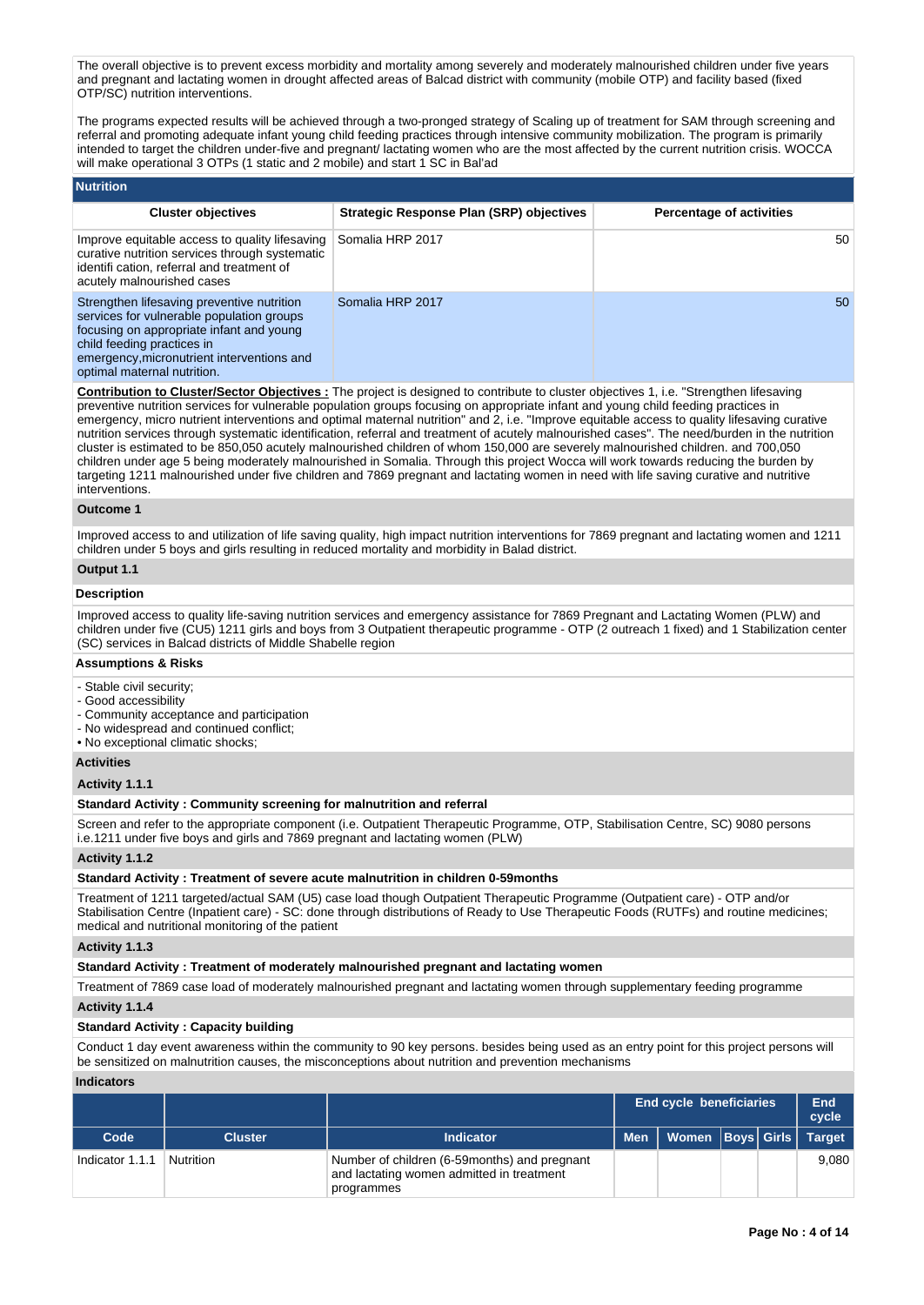The overall objective is to prevent excess morbidity and mortality among severely and moderately malnourished children under five years and pregnant and lactating women in drought affected areas of Balcad district with community (mobile OTP) and facility based (fixed OTP/SC) nutrition interventions.

The programs expected results will be achieved through a two-pronged strategy of Scaling up of treatment for SAM through screening and referral and promoting adequate infant young child feeding practices through intensive community mobilization. The program is primarily intended to target the children under-five and pregnant/ lactating women who are the most affected by the current nutrition crisis. WOCCA will make operational 3 OTPs (1 static and 2 mobile) and start 1 SC in Bal'ad

## Nutrition

| Cluster objectives | Strategic Response Plan (SRP) objectives | Percentage of activities |
|---|---|---|
| Improve equitable access to quality lifesaving curative nutrition services through systematic identifi cation, referral and treatment of acutely malnourished cases | Somalia HRP 2017 | 50 |
| Strengthen lifesaving preventive nutrition services for vulnerable population groups focusing on appropriate infant and young child feeding practices in emergency,micronutrient interventions and optimal maternal nutrition. | Somalia HRP 2017 | 50 |

**Contribution to Cluster/Sector Objectives :** The project is designed to contribute to cluster objectives 1, i.e. "Strengthen lifesaving preventive nutrition services for vulnerable population groups focusing on appropriate infant and young child feeding practices in emergency, micro nutrient interventions and optimal maternal nutrition" and 2, i.e. "Improve equitable access to quality lifesaving curative nutrition services through systematic identification, referral and treatment of acutely malnourished cases". The need/burden in the nutrition cluster is estimated to be 850,050 acutely malnourished children of whom 150,000 are severely malnourished children. and 700,050 children under age 5 being moderately malnourished in Somalia. Through this project Wocca will work towards reducing the burden by targeting 1211 malnourished under five children and 7869 pregnant and lactating women in need with life saving curative and nutritive interventions.

### Outcome 1

Improved access to and utilization of life saving quality, high impact nutrition interventions for 7869 pregnant and lactating women and 1211 children under 5 boys and girls resulting in reduced mortality and morbidity in Balad district.

### Output 1.1

**Description**

Improved access to quality life-saving nutrition services and emergency assistance for 7869 Pregnant and Lactating Women (PLW) and children under five (CU5) 1211 girls and boys from 3 Outpatient therapeutic programme - OTP (2 outreach 1 fixed) and 1 Stabilization center (SC) services in Balcad districts of Middle Shabelle region

**Assumptions & Risks**

- Stable civil security;
- Good accessibility
- Community acceptance and participation
- No widespread and continued conflict;
• No exceptional climatic shocks;

**Activities**

**Activity 1.1.1**

**Standard Activity : Community screening for malnutrition and referral**

Screen and refer to the appropriate component (i.e. Outpatient Therapeutic Programme, OTP, Stabilisation Centre, SC) 9080 persons i.e.1211 under five boys and girls and 7869 pregnant and lactating women (PLW)

**Activity 1.1.2**

**Standard Activity : Treatment of severe acute malnutrition in children 0-59months**

Treatment of 1211 targeted/actual SAM (U5) case load though Outpatient Therapeutic Programme (Outpatient care) - OTP and/or Stabilization Centre (Inpatient care) - SC: done through distributions of Ready to Use Therapeutic Foods (RUTFs) and routine medicines; medical and nutritional monitoring of the patient

**Activity 1.1.3**

**Standard Activity : Treatment of moderately malnourished pregnant and lactating women**

Treatment of 7869 case load of moderately malnourished pregnant and lactating women through supplementary feeding programme

**Activity 1.1.4**

**Standard Activity : Capacity building**

Conduct 1 day event awareness within the community to 90 key persons. besides being used as an entry point for this project persons will be sensitized on malnutrition causes, the misconceptions about nutrition and prevention mechanisms

**Indicators**

| | | | End cycle beneficiaries | | | | End cycle |
|---|---|---|---|---|---|---|---|
| Code | Cluster | Indicator | Men | Women | Boys | Girls | Target |
| Indicator 1.1.1 | Nutrition | Number of children (6-59months) and pregnant and lactating women admitted in treatment programmes | | | | | 9,080 |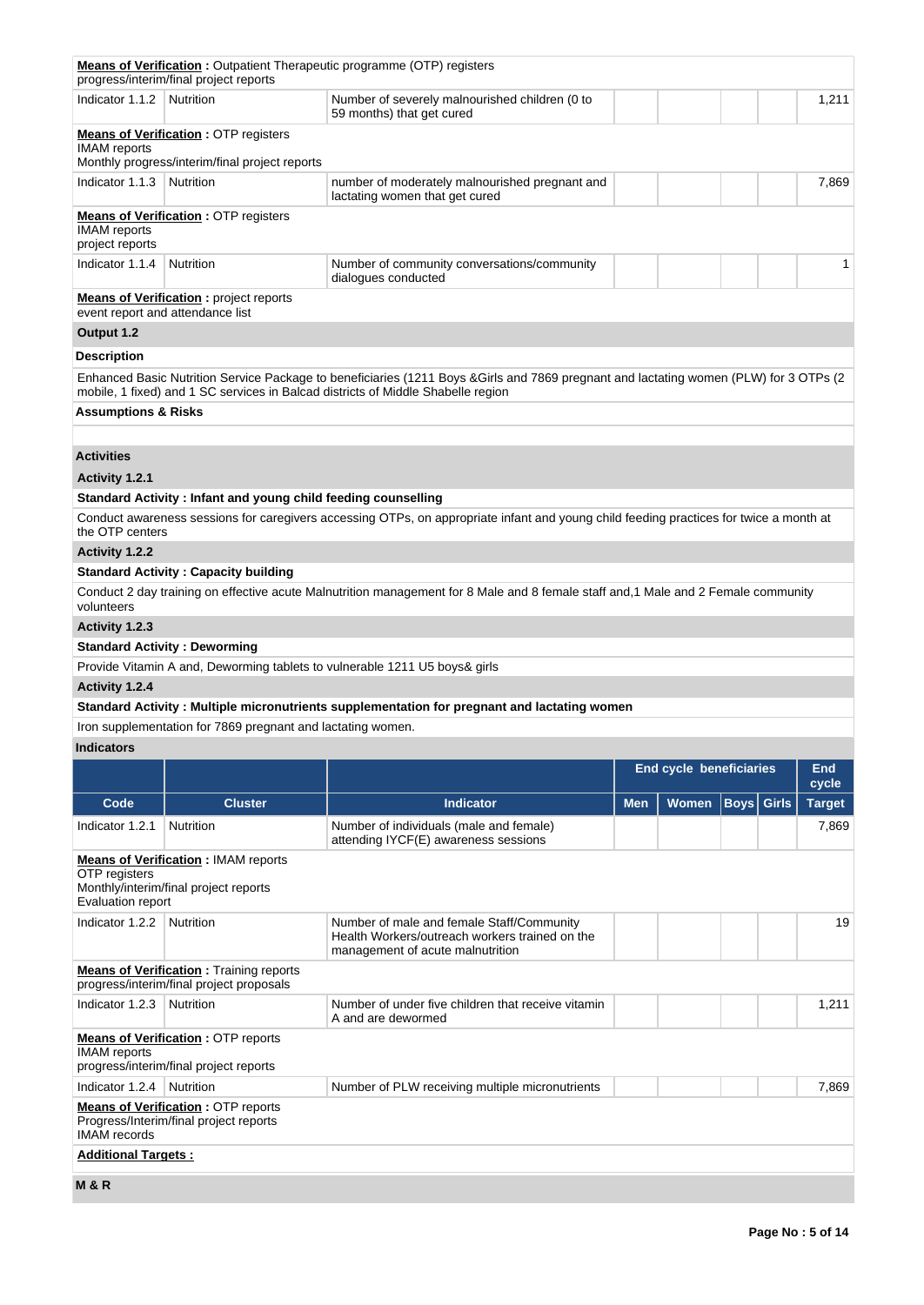**Means of Verification :** Outpatient Therapeutic programme (OTP) registers
progress/interim/final project reports

| Indicator 1.1.2 | Nutrition | Number of severely malnourished children (0 to 59 months) that get cured | | | | | 1,211 |
|---|---|---|---|---|---|---|---|

**Means of Verification :** OTP registers
IMAM reports
Monthly progress/interim/final project reports

| Indicator 1.1.3 | Nutrition | number of moderately malnourished pregnant and lactating women that get cured | | | | | 7,869 |
|---|---|---|---|---|---|---|---|

**Means of Verification :** OTP registers
IMAM reports
project reports

| Indicator 1.1.4 | Nutrition | Number of community conversations/community dialogues conducted | | | | | 1 |
|---|---|---|---|---|---|---|---|

**Means of Verification :** project reports
event report and attendance list

### Output 1.2

**Description**

Enhanced Basic Nutrition Service Package to beneficiaries (1211 Boys &Girls and 7869 pregnant and lactating women (PLW) for 3 OTPs (2 mobile, 1 fixed) and 1 SC services in Balcad districts of Middle Shabelle region

**Assumptions & Risks**

### Activities

**Activity 1.2.1**

**Standard Activity : Infant and young child feeding counselling**

Conduct awareness sessions for caregivers accessing OTPs, on appropriate infant and young child feeding practices for twice a month at the OTP centers

**Activity 1.2.2**

**Standard Activity : Capacity building**

Conduct 2 day training on effective acute Malnutrition management for 8 Male and 8 female staff and,1 Male and 2 Female community volunteers

**Activity 1.2.3**

**Standard Activity : Deworming**

Provide Vitamin A and, Deworming tablets to vulnerable 1211 U5 boys& girls

**Activity 1.2.4**

**Standard Activity : Multiple micronutrients supplementation for pregnant and lactating women**

Iron supplementation for 7869 pregnant and lactating women.

### Indicators

| | | | End cycle beneficiaries | | | | End cycle |
|---|---|---|---|---|---|---|---|
| **Code** | **Cluster** | **Indicator** | **Men** | **Women** | **Boys** | **Girls** | **Target** |
| Indicator 1.2.1 | Nutrition | Number of individuals (male and female) attending IYCF(E) awareness sessions | | | | | 7,869 |

**Means of Verification :** IMAM reports
OTP registers
Monthly/interim/final project reports
Evaluation report

| Indicator 1.2.2 | Nutrition | Number of male and female Staff/Community Health Workers/outreach workers trained on the management of acute malnutrition | | | | | 19 |
|---|---|---|---|---|---|---|---|

**Means of Verification :** Training reports
progress/interim/final project proposals

| Indicator 1.2.3 | Nutrition | Number of under five children that receive vitamin A and are dewormed | | | | | 1,211 |
|---|---|---|---|---|---|---|---|

**Means of Verification :** OTP reports
IMAM reports
progress/interim/final project reports

| Indicator 1.2.4 | Nutrition | Number of PLW receiving multiple micronutrients | | | | | 7,869 |
|---|---|---|---|---|---|---|---|

**Means of Verification :** OTP reports
Progress/Interim/final project reports
IMAM records

**Additional Targets :**

### M & R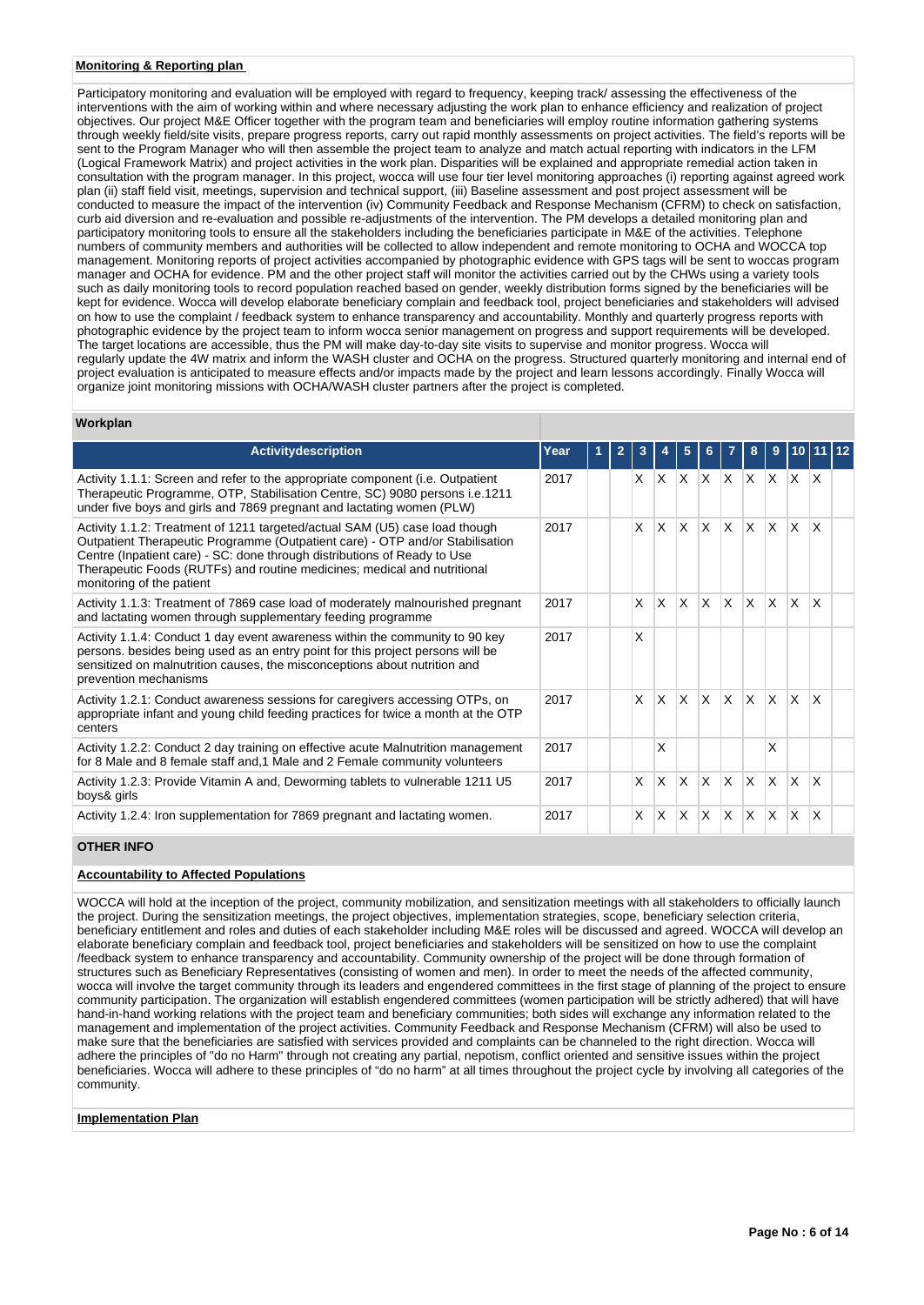**Monitoring & Reporting plan**

Participatory monitoring and evaluation will be employed with regard to frequency, keeping track/ assessing the effectiveness of the interventions with the aim of working within and where necessary adjusting the work plan to enhance efficiency and realization of project objectives. Our project M&E Officer together with the program team and beneficiaries will employ routine information gathering systems through weekly field/site visits, prepare progress reports, carry out rapid monthly assessments on project activities. The field's reports will be sent to the Program Manager who will then assemble the project team to analyze and match actual reporting with indicators in the LFM (Logical Framework Matrix) and project activities in the work plan. Disparities will be explained and appropriate remedial action taken in consultation with the program manager. In this project, wocca will use four tier level monitoring approaches (i) reporting against agreed work plan (ii) staff field visit, meetings, supervision and technical support, (iii) Baseline assessment and post project assessment will be conducted to measure the impact of the intervention (iv) Community Feedback and Response Mechanism (CFRM) to check on satisfaction, curb aid diversion and re-evaluation and possible re-adjustments of the intervention. The PM develops a detailed monitoring plan and participatory monitoring tools to ensure all the stakeholders including the beneficiaries participate in M&E of the activities. Telephone numbers of community members and authorities will be collected to allow independent and remote monitoring to OCHA and WOCCA top management. Monitoring reports of project activities accompanied by photographic evidence with GPS tags will be sent to woccas program manager and OCHA for evidence. PM and the other project staff will monitor the activities carried out by the CHWs using a variety tools such as daily monitoring tools to record population reached based on gender, weekly distribution forms signed by the beneficiaries will be kept for evidence. Wocca will develop elaborate beneficiary complain and feedback tool, project beneficiaries and stakeholders will advised on how to use the complaint / feedback system to enhance transparency and accountability. Monthly and quarterly progress reports with photographic evidence by the project team to inform wocca senior management on progress and support requirements will be developed. The target locations are accessible, thus the PM will make day-to-day site visits to supervise and monitor progress. Wocca will regularly update the 4W matrix and inform the WASH cluster and OCHA on the progress. Structured quarterly monitoring and internal end of project evaluation is anticipated to measure effects and/or impacts made by the project and learn lessons accordingly. Finally Wocca will organize joint monitoring missions with OCHA/WASH cluster partners after the project is completed.

**Workplan**

| Activitydescription | Year | 1 | 2 | 3 | 4 | 5 | 6 | 7 | 8 | 9 | 10 | 11 | 12 |
|---|---|---|---|---|---|---|---|---|---|---|---|---|---|
| Activity 1.1.1: Screen and refer to the appropriate component (i.e. Outpatient Therapeutic Programme, OTP, Stabilisation Centre, SC) 9080 persons i.e.1211 under five boys and girls and 7869 pregnant and lactating women (PLW) | 2017 | | | X | X | X | X | X | X | X | X | X | |
| Activity 1.1.2: Treatment of 1211 targeted/actual SAM (U5) case load though Outpatient Therapeutic Programme (Outpatient care) - OTP and/or Stabilisation Centre (Inpatient care) - SC: done through distributions of Ready to Use Therapeutic Foods (RUTFs) and routine medicines; medical and nutritional monitoring of the patient | 2017 | | | X | X | X | X | X | X | X | X | X | |
| Activity 1.1.3: Treatment of 7869 case load of moderately malnourished pregnant and lactating women through supplementary feeding programme | 2017 | | | X | X | X | X | X | X | X | X | X | |
| Activity 1.1.4: Conduct 1 day event awareness within the community to 90 key persons. besides being used as an entry point for this project persons will be sensitized on malnutrition causes, the misconceptions about nutrition and prevention mechanisms | 2017 | | | X | | | | | | | | | |
| Activity 1.2.1: Conduct awareness sessions for caregivers accessing OTPs, on appropriate infant and young child feeding practices for twice a month at the OTP centers | 2017 | | | X | X | X | X | X | X | X | X | X | |
| Activity 1.2.2: Conduct 2 day training on effective acute Malnutrition management for 8 Male and 8 female staff and,1 Male and 2 Female community volunteers | 2017 | | | | X | | | | | X | | | |
| Activity 1.2.3: Provide Vitamin A and, Deworming tablets to vulnerable 1211 U5 boys& girls | 2017 | | | X | X | X | X | X | X | X | X | X | |
| Activity 1.2.4: Iron supplementation for 7869 pregnant and lactating women. | 2017 | | | X | X | X | X | X | X | X | X | X | |

**OTHER INFO**

**Accountability to Affected Populations**

WOCCA will hold at the inception of the project, community mobilization, and sensitization meetings with all stakeholders to officially launch the project. During the sensitization meetings, the project objectives, implementation strategies, scope, beneficiary selection criteria, beneficiary entitlement and roles and duties of each stakeholder including M&E roles will be discussed and agreed. WOCCA will develop an elaborate beneficiary complain and feedback tool, project beneficiaries and stakeholders will be sensitized on how to use the complaint /feedback system to enhance transparency and accountability. Community ownership of the project will be done through formation of structures such as Beneficiary Representatives (consisting of women and men). In order to meet the needs of the affected community, wocca will involve the target community through its leaders and engendered committees in the first stage of planning of the project to ensure community participation. The organization will establish engendered committees (women participation will be strictly adhered) that will have hand-in-hand working relations with the project team and beneficiary communities; both sides will exchange any information related to the management and implementation of the project activities. Community Feedback and Response Mechanism (CFRM) will also be used to make sure that the beneficiaries are satisfied with services provided and complaints can be channeled to the right direction. Wocca will adhere the principles of "do no Harm" through not creating any partial, nepotism, conflict oriented and sensitive issues within the project beneficiaries. Wocca will adhere to these principles of "do no harm" at all times throughout the project cycle by involving all categories of the community.

**Implementation Plan**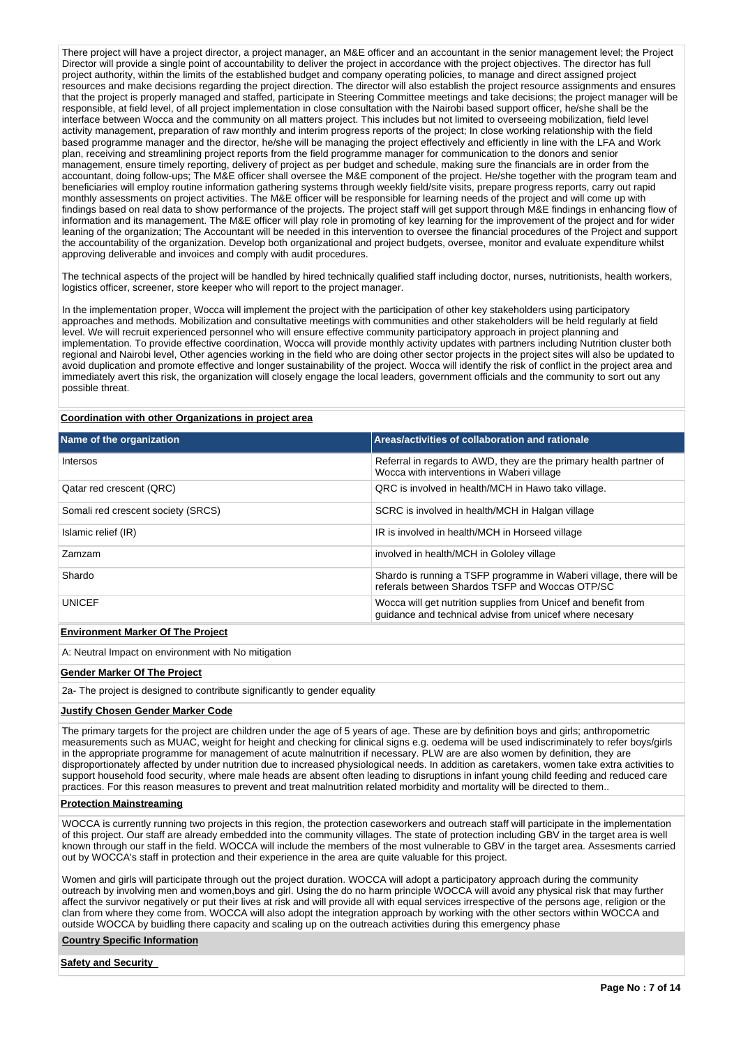There project will have a project director, a project manager, an M&E officer and an accountant in the senior management level; the Project Director will provide a single point of accountability to deliver the project in accordance with the project objectives. The director has full project authority, within the limits of the established budget and company operating policies, to manage and direct assigned project resources and make decisions regarding the project direction. The director will also establish the project resource assignments and ensures that the project is properly managed and staffed, participate in Steering Committee meetings and take decisions; the project manager will be responsible, at field level, of all project implementation in close consultation with the Nairobi based support officer, he/she shall be the interface between Wocca and the community on all matters project. This includes but not limited to overseeing mobilization, field level activity management, preparation of raw monthly and interim progress reports of the project; In close working relationship with the field based programme manager and the director, he/she will be managing the project effectively and efficiently in line with the LFA and Work plan, receiving and streamlining project reports from the field programme manager for communication to the donors and senior management, ensure timely reporting, delivery of project as per budget and schedule, making sure the financials are in order from the accountant, doing follow-ups; The M&E officer shall oversee the M&E component of the project. He/she together with the program team and beneficiaries will employ routine information gathering systems through weekly field/site visits, prepare progress reports, carry out rapid monthly assessments on project activities. The M&E officer will be responsible for learning needs of the project and will come up with findings based on real data to show performance of the projects. The project staff will get support through M&E findings in enhancing flow of information and its management. The M&E officer will play role in promoting of key learning for the improvement of the project and for wider leaning of the organization; The Accountant will be needed in this intervention to oversee the financial procedures of the Project and support the accountability of the organization. Develop both organizational and project budgets, oversee, monitor and evaluate expenditure whilst approving deliverable and invoices and comply with audit procedures.

The technical aspects of the project will be handled by hired technically qualified staff including doctor, nurses, nutritionists, health workers, logistics officer, screener, store keeper who will report to the project manager.

In the implementation proper, Wocca will implement the project with the participation of other key stakeholders using participatory approaches and methods. Mobilization and consultative meetings with communities and other stakeholders will be held regularly at field level. We will recruit experienced personnel who will ensure effective community participatory approach in project planning and implementation. To provide effective coordination, Wocca will provide monthly activity updates with partners including Nutrition cluster both regional and Nairobi level, Other agencies working in the field who are doing other sector projects in the project sites will also be updated to avoid duplication and promote effective and longer sustainability of the project. Wocca will identify the risk of conflict in the project area and immediately avert this risk, the organization will closely engage the local leaders, government officials and the community to sort out any possible threat.

**Coordination with other Organizations in project area**

| Name of the organization | Areas/activities of collaboration and rationale |
|---|---|
| Intersos | Referral in regards to AWD, they are the primary health partner of Wocca with interventions in Waberi village |
| Qatar red crescent (QRC) | QRC is involved in health/MCH in Hawo tako village. |
| Somali red crescent society (SRCS) | SCRC is involved in health/MCH in Halgan village |
| Islamic relief (IR) | IR is involved in health/MCH in Horseed village |
| Zamzam | involved in health/MCH in Gololey village |
| Shardo | Shardo is running a TSFP programme in Waberi village, there will be referals between Shardos TSFP and Woccas OTP/SC |
| UNICEF | Wocca will get nutrition supplies from Unicef and benefit from guidance and technical advise from unicef where necesary |

**Environment Marker Of The Project**

A: Neutral Impact on environment with No mitigation

**Gender Marker Of The Project**

2a- The project is designed to contribute significantly to gender equality

**Justify Chosen Gender Marker Code**

The primary targets for the project are children under the age of 5 years of age. These are by definition boys and girls; anthropometric measurements such as MUAC, weight for height and checking for clinical signs e.g. oedema will be used indiscriminately to refer boys/girls in the appropriate programme for management of acute malnutrition if necessary. PLW are are also women by definition, they are disproportionately affected by under nutrition due to increased physiological needs. In addition as caretakers, women take extra activities to support household food security, where male heads are absent often leading to disruptions in infant young child feeding and reduced care practices. For this reason measures to prevent and treat malnutrition related morbidity and mortality will be directed to them..

**Protection Mainstreaming**

WOCCA is currently running two projects in this region, the protection caseworkers and outreach staff will participate in the implementation of this project. Our staff are already embedded into the community villages. The state of protection including GBV in the target area is well known through our staff in the field. WOCCA will include the members of the most vulnerable to GBV in the target area. Assesments carried out by WOCCA's staff in protection and their experience in the area are quite valuable for this project.

Women and girls will participate through out the project duration. WOCCA will adopt a participatory approach during the community outreach by involving men and women,boys and girl. Using the do no harm principle WOCCA will avoid any physical risk that may further affect the survivor negatively or put their lives at risk and will provide all with equal services irrespective of the persons age, religion or the clan from where they come from. WOCCA will also adopt the integration approach by working with the other sectors within WOCCA and outside WOCCA by buidling there capacity and scaling up on the outreach activities during this emergency phase

**Country Specific Information**

**Safety and Security**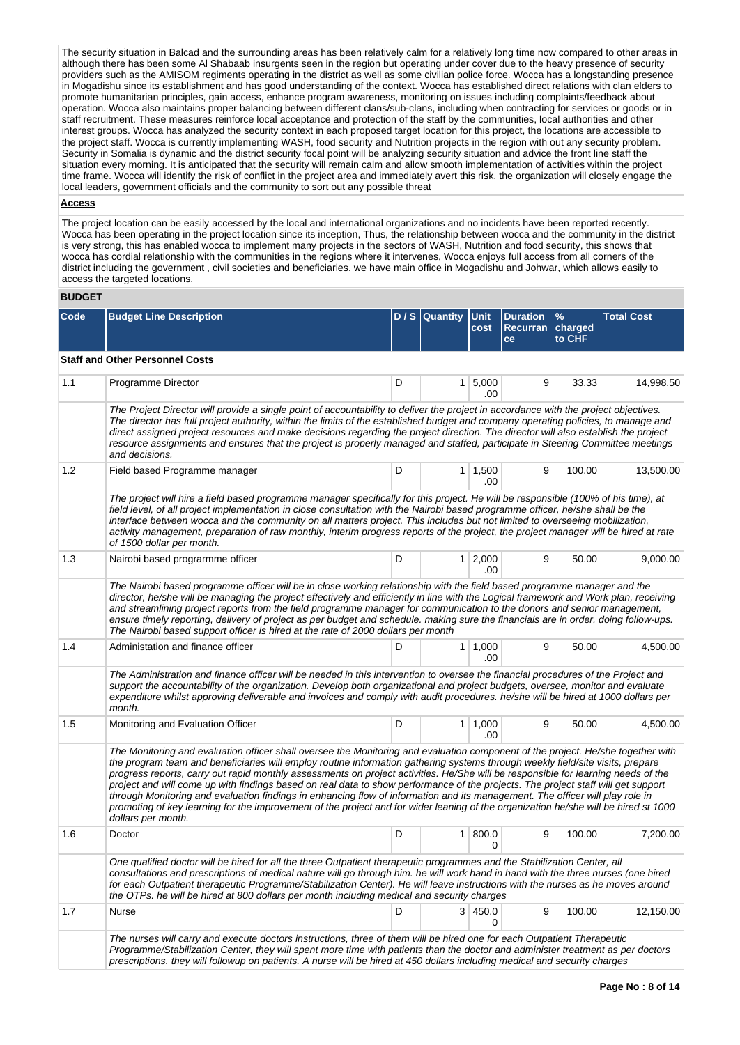The security situation in Balcad and the surrounding areas has been relatively calm for a relatively long time now compared to other areas in although there has been some Al Shabaab insurgents seen in the region but operating under cover due to the heavy presence of security providers such as the AMISOM regiments operating in the district as well as some civilian police force. Wocca has a longstanding presence in Mogadishu since its establishment and has good understanding of the context. Wocca has established direct relations with clan elders to promote humanitarian principles, gain access, enhance program awareness, monitoring on issues including complaints/feedback about operation. Wocca also maintains proper balancing between different clans/sub-clans, including when contracting for services or goods or in staff recruitment. These measures reinforce local acceptance and protection of the staff by the communities, local authorities and other interest groups. Wocca has analyzed the security context in each proposed target location for this project, the locations are accessible to the project staff. Wocca is currently implementing WASH, food security and Nutrition projects in the region with out any security problem. Security in Somalia is dynamic and the district security focal point will be analyzing security situation and advice the front line staff the situation every morning. It is anticipated that the security will remain calm and allow smooth implementation of activities within the project time frame. Wocca will identify the risk of conflict in the project area and immediately avert this risk, the organization will closely engage the local leaders, government officials and the community to sort out any possible threat

**Access**

The project location can be easily accessed by the local and international organizations and no incidents have been reported recently. Wocca has been operating in the project location since its inception, Thus, the relationship between wocca and the community in the district is very strong, this has enabled wocca to implement many projects in the sectors of WASH, Nutrition and food security, this shows that wocca has cordial relationship with the communities in the regions where it intervenes, Wocca enjoys full access from all corners of the district including the government , civil societies and beneficiaries. we have main office in Mogadishu and Johwar, which allows easily to access the targeted locations.

**BUDGET**

| Code | Budget Line Description | D / S | Quantity | Unit cost | Duration Recurrance | % charged to CHF | Total Cost |
|---|---|---|---|---|---|---|---|
| | **Staff and Other Personnel Costs** | | | | | | |
| 1.1 | Programme Director | D | 1 | 5,000.00 | 9 | 33.33 | 14,998.50 |
| | *The Project Director will provide a single point of accountability to deliver the project in accordance with the project objectives. The director has full project authority, within the limits of the established budget and company operating policies, to manage and direct assigned project resources and make decisions regarding the project direction. The director will also establish the project resource assignments and ensures that the project is properly managed and staffed, participate in Steering Committee meetings and decisions.* | | | | | | |
| 1.2 | Field based Programme manager | D | 1 | 1,500.00 | 9 | 100.00 | 13,500.00 |
| | *The project will hire a field based programme manager specifically for this project. He will be responsible (100% of his time), at field level, of all project implementation in close consultation with the Nairobi based programme officer, he/she shall be the interface between wocca and the community on all matters project. This includes but not limited to overseeing mobilization, activity management, preparation of raw monthly, interim progress reports of the project, the project manager will be hired at rate of 1500 dollar per month.* | | | | | | |
| 1.3 | Nairobi based prograrmme officer | D | 1 | 2,000.00 | 9 | 50.00 | 9,000.00 |
| | *The Nairobi based programme officer will be in close working relationship with the field based programme manager and the director, he/she will be managing the project effectively and efficiently in line with the Logical framework and Work plan, receiving and streamlining project reports from the field programme manager for communication to the donors and senior management, ensure timely reporting, delivery of project as per budget and schedule. making sure the financials are in order, doing follow-ups. The Nairobi based support officer is hired at the rate of 2000 dollars per month* | | | | | | |
| 1.4 | Administation and finance officer | D | 1 | 1,000.00 | 9 | 50.00 | 4,500.00 |
| | *The Administration and finance officer will be needed in this intervention to oversee the financial procedures of the Project and support the accountability of the organization. Develop both organizational and project budgets, oversee, monitor and evaluate expenditure whilst approving deliverable and invoices and comply with audit procedures. he/she will be hired at 1000 dollars per month.* | | | | | | |
| 1.5 | Monitoring and Evaluation Officer | D | 1 | 1,000.00 | 9 | 50.00 | 4,500.00 |
| | *The Monitoring and evaluation officer shall oversee the Monitoring and evaluation component of the project. He/she together with the program team and beneficiaries will employ routine information gathering systems through weekly field/site visits, prepare progress reports, carry out rapid monthly assessments on project activities. He/She will be responsible for learning needs of the project and will come up with findings based on real data to show performance of the projects. The project staff will get support through Monitoring and evaluation findings in enhancing flow of information and its management. The officer will play role in promoting of key learning for the improvement of the project and for wider leaning of the organization he/she will be hired st 1000 dollars per month.* | | | | | | |
| 1.6 | Doctor | D | 1 | 800.00 | 9 | 100.00 | 7,200.00 |
| | *One qualified doctor will be hired for all the three Outpatient therapeutic programmes and the Stabilization Center, all consultations and prescriptions of medical nature will go through him. he will work hand in hand with the three nurses (one hired for each Outpatient therapeutic Programme/Stabilization Center). He will leave instructions with the nurses as he moves around the OTPs. he will be hired at 800 dollars per month including medical and security charges* | | | | | | |
| 1.7 | Nurse | D | 3 | 450.00 | 9 | 100.00 | 12,150.00 |
| | *The nurses will carry and execute doctors instructions, three of them will be hired one for each Outpatient Therapeutic Programme/Stabilization Center, they will spent more time with patients than the doctor and administer treatment as per doctors prescriptions. they will followup on patients. A nurse will be hired at 450 dollars including medical and security charges* | | | | | | |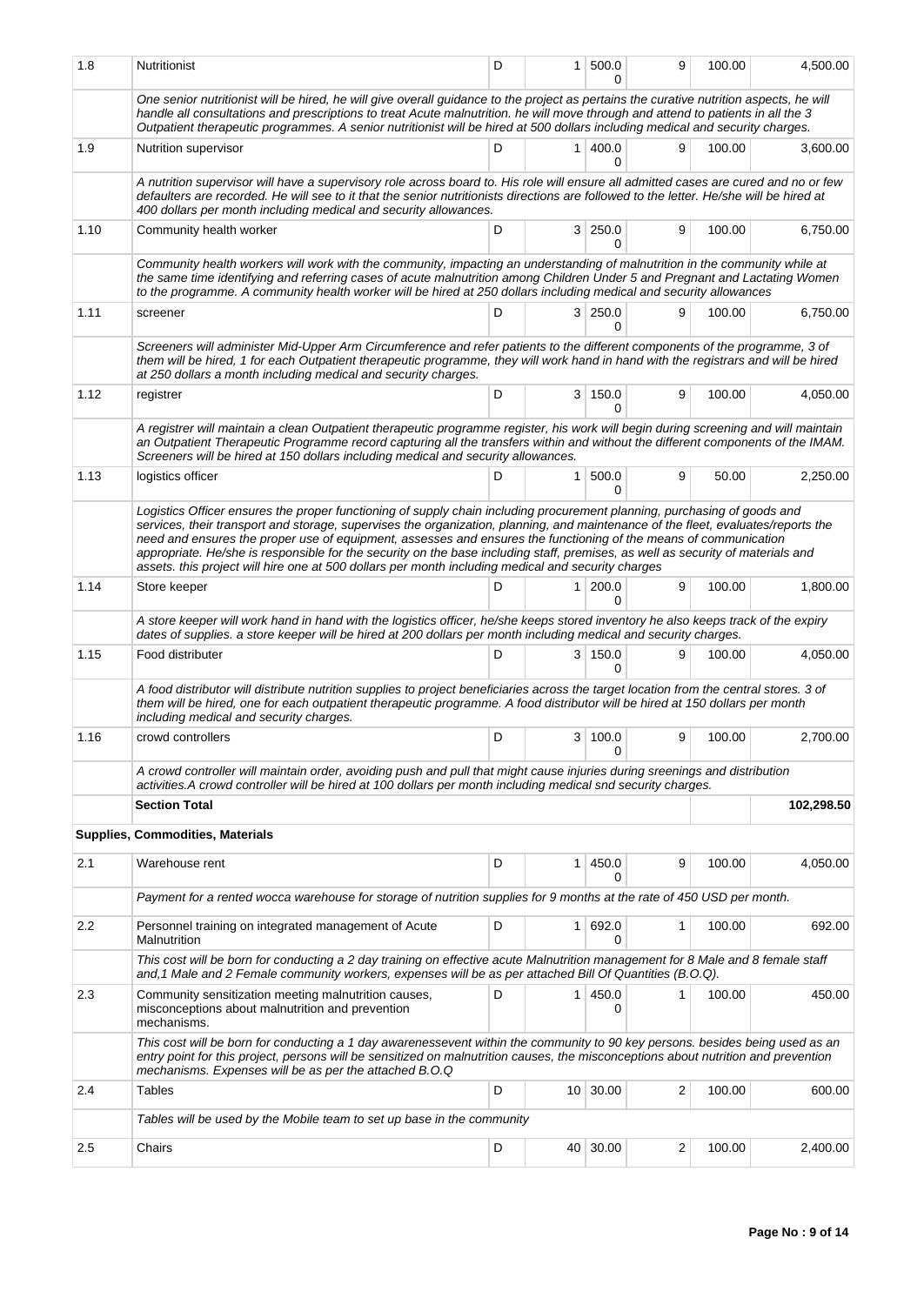| | | | | | | | |
|---|---|---|---|---|---|---|---|
| 1.8 | Nutritionist | D | 1 | 500.00 | 9 | 100.00 | 4,500.00 |
| | *One senior nutritionist will be hired, he will give overall guidance to the project as pertains the curative nutrition aspects, he will handle all consultations and prescriptions to treat Acute malnutrition. he will move through and attend to patients in all the 3 Outpatient therapeutic programmes. A senior nutritionist will be hired at 500 dollars including medical and security charges.* | | | | | | |
| 1.9 | Nutrition supervisor | D | 1 | 400.00 | 9 | 100.00 | 3,600.00 |
| | *A nutrition supervisor will have a supervisory role across board to. His role will ensure all admitted cases are cured and no or few defaulters are recorded. He will see to it that the senior nutritionists directions are followed to the letter. He/she will be hired at 400 dollars per month including medical and security allowances.* | | | | | | |
| 1.10 | Community health worker | D | 3 | 250.00 | 9 | 100.00 | 6,750.00 |
| | *Community health workers will work with the community, impacting an understanding of malnutrition in the community while at the same time identifying and referring cases of acute malnutrition among Children Under 5 and Pregnant and Lactating Women to the programme. A community health worker will be hired at 250 dollars including medical and security allowances* | | | | | | |
| 1.11 | screener | D | 3 | 250.00 | 9 | 100.00 | 6,750.00 |
| | *Screeners will administer Mid-Upper Arm Circumference and refer patients to the different components of the programme, 3 of them will be hired, 1 for each Outpatient therapeutic programme, they will work hand in hand with the registrars and will be hired at 250 dollars a month including medical and security charges.* | | | | | | |
| 1.12 | registrer | D | 3 | 150.00 | 9 | 100.00 | 4,050.00 |
| | *A registrer will maintain a clean Outpatient therapeutic programme register, his work will begin during screening and will maintain an Outpatient Therapeutic Programme record capturing all the transfers within and without the different components of the IMAM. Screeners will be hired at 150 dollars including medical and security allowances.* | | | | | | |
| 1.13 | logistics officer | D | 1 | 500.00 | 9 | 50.00 | 2,250.00 |
| | *Logistics Officer ensures the proper functioning of supply chain including procurement planning, purchasing of goods and services, their transport and storage, supervises the organization, planning, and maintenance of the fleet, evaluates/reports the need and ensures the proper use of equipment, assesses and ensures the functioning of the means of communication appropriate. He/she is responsible for the security on the base including staff, premises, as well as security of materials and assets. this project will hire one at 500 dollars per month including medical and security charges* | | | | | | |
| 1.14 | Store keeper | D | 1 | 200.00 | 9 | 100.00 | 1,800.00 |
| | *A store keeper will work hand in hand with the logistics officer, he/she keeps stored inventory he also keeps track of the expiry dates of supplies. a store keeper will be hired at 200 dollars per month including medical and security charges.* | | | | | | |
| 1.15 | Food distributer | D | 3 | 150.00 | 9 | 100.00 | 4,050.00 |
| | *A food distributor will distribute nutrition supplies to project beneficiaries across the target location from the central stores. 3 of them will be hired, one for each outpatient therapeutic programme. A food distributor will be hired at 150 dollars per month including medical and security charges.* | | | | | | |
| 1.16 | crowd controllers | D | 3 | 100.00 | 9 | 100.00 | 2,700.00 |
| | *A crowd controller will maintain order, avoiding push and pull that might cause injuries during sreenings and distribution activities.A crowd controller will be hired at 100 dollars per month including medical snd security charges.* | | | | | | |
| | **Section Total** | | | | | | **102,298.50** |
| **Supplies, Commodities, Materials** | | | | | | | |
| 2.1 | Warehouse rent | D | 1 | 450.00 | 9 | 100.00 | 4,050.00 |
| | *Payment for a rented wocca warehouse for storage of nutrition supplies for 9 months at the rate of 450 USD per month.* | | | | | | |
| 2.2 | Personnel training on integrated management of Acute Malnutrition | D | 1 | 692.00 | 1 | 100.00 | 692.00 |
| | *This cost will be born for conducting a 2 day training on effective acute Malnutrition management for 8 Male and 8 female staff and,1 Male and 2 Female community workers, expenses will be as per attached Bill Of Quantities (B.O.Q).* | | | | | | |
| 2.3 | Community sensitization meeting malnutrition causes, misconceptions about malnutrition and prevention mechanisms. | D | 1 | 450.00 | 1 | 100.00 | 450.00 |
| | *This cost will be born for conducting a 1 day awarenessevent within the community to 90 key persons. besides being used as an entry point for this project, persons will be sensitized on malnutrition causes, the misconceptions about nutrition and prevention mechanisms. Expenses will be as per the attached B.O.Q* | | | | | | |
| 2.4 | Tables | D | 10 | 30.00 | 2 | 100.00 | 600.00 |
| | *Tables will be used by the Mobile team to set up base in the community* | | | | | | |
| 2.5 | Chairs | D | 40 | 30.00 | 2 | 100.00 | 2,400.00 |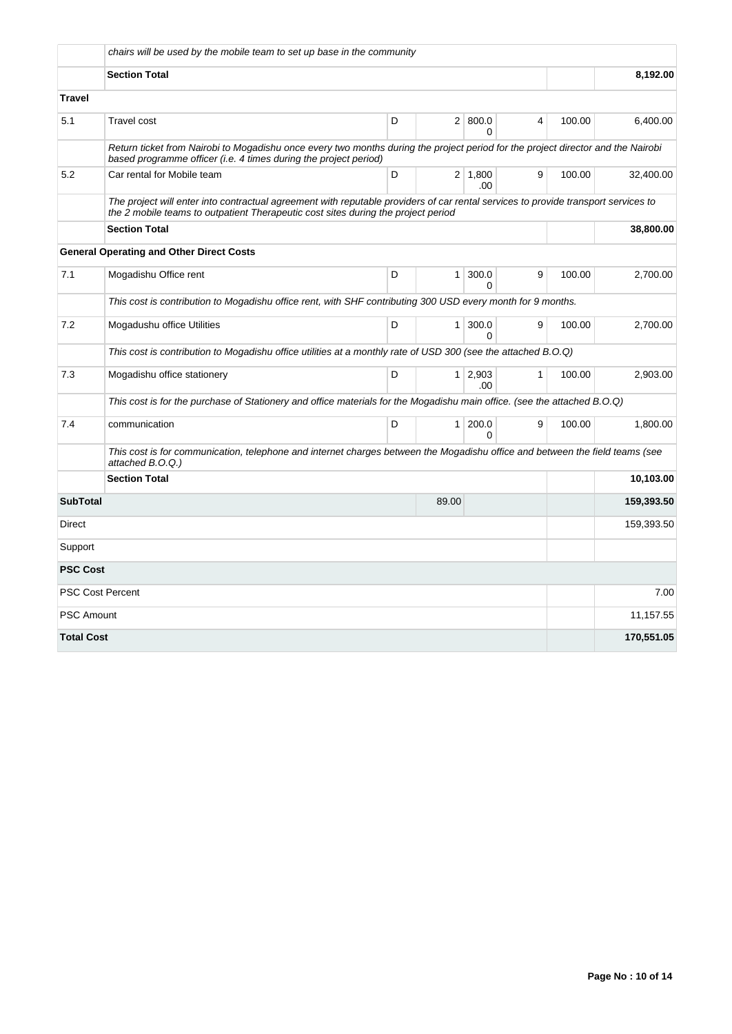| | | | | | | | |
|---|---|---|---|---|---|---|---|
| | *chairs will be used by the mobile team to set up base in the community* | | | | | | |
| | **Section Total** | | | | | | **8,192.00** |
| **Travel** | | | | | | | |
| 5.1 | Travel cost | D | 2 | 800.00 | 4 | 100.00 | 6,400.00 |
| | *Return ticket from Nairobi to Mogadishu once every two months during the project period for the project director and the Nairobi based programme officer (i.e. 4 times during the project period)* | | | | | | |
| 5.2 | Car rental for Mobile team | D | 2 | 1,800.00 | 9 | 100.00 | 32,400.00 |
| | *The project will enter into contractual agreement with reputable providers of car rental services to provide transport services to the 2 mobile teams to outpatient Therapeutic cost sites during the project period* | | | | | | |
| | **Section Total** | | | | | | **38,800.00** |
| | **General Operating and Other Direct Costs** | | | | | | |
| 7.1 | Mogadishu Office rent | D | 1 | 300.00 | 9 | 100.00 | 2,700.00 |
| | *This cost is contribution to Mogadishu office rent, with SHF contributing 300 USD every month for 9 months.* | | | | | | |
| 7.2 | Mogadushu office Utilities | D | 1 | 300.00 | 9 | 100.00 | 2,700.00 |
| | *This cost is contribution to Mogadishu office utilities at a monthly rate of USD 300 (see the attached B.O.Q)* | | | | | | |
| 7.3 | Mogadishu office stationery | D | 1 | 2,903.00 | 1 | 100.00 | 2,903.00 |
| | *This cost is for the purchase of Stationery and office materials for the Mogadishu main office. (see the attached B.O.Q)* | | | | | | |
| 7.4 | communication | D | 1 | 200.00 | 9 | 100.00 | 1,800.00 |
| | *This cost is for communication, telephone and internet charges between the Mogadishu office and between the field teams (see attached B.O.Q.)* | | | | | | |
| | **Section Total** | | | | | | **10,103.00** |
| **SubTotal** | | | 89.00 | | | | **159,393.50** |
| Direct | | | | | | | 159,393.50 |
| Support | | | | | | | |
| **PSC Cost** | | | | | | | |
| PSC Cost Percent | | | | | | | 7.00 |
| PSC Amount | | | | | | | 11,157.55 |
| **Total Cost** | | | | | | | **170,551.05** |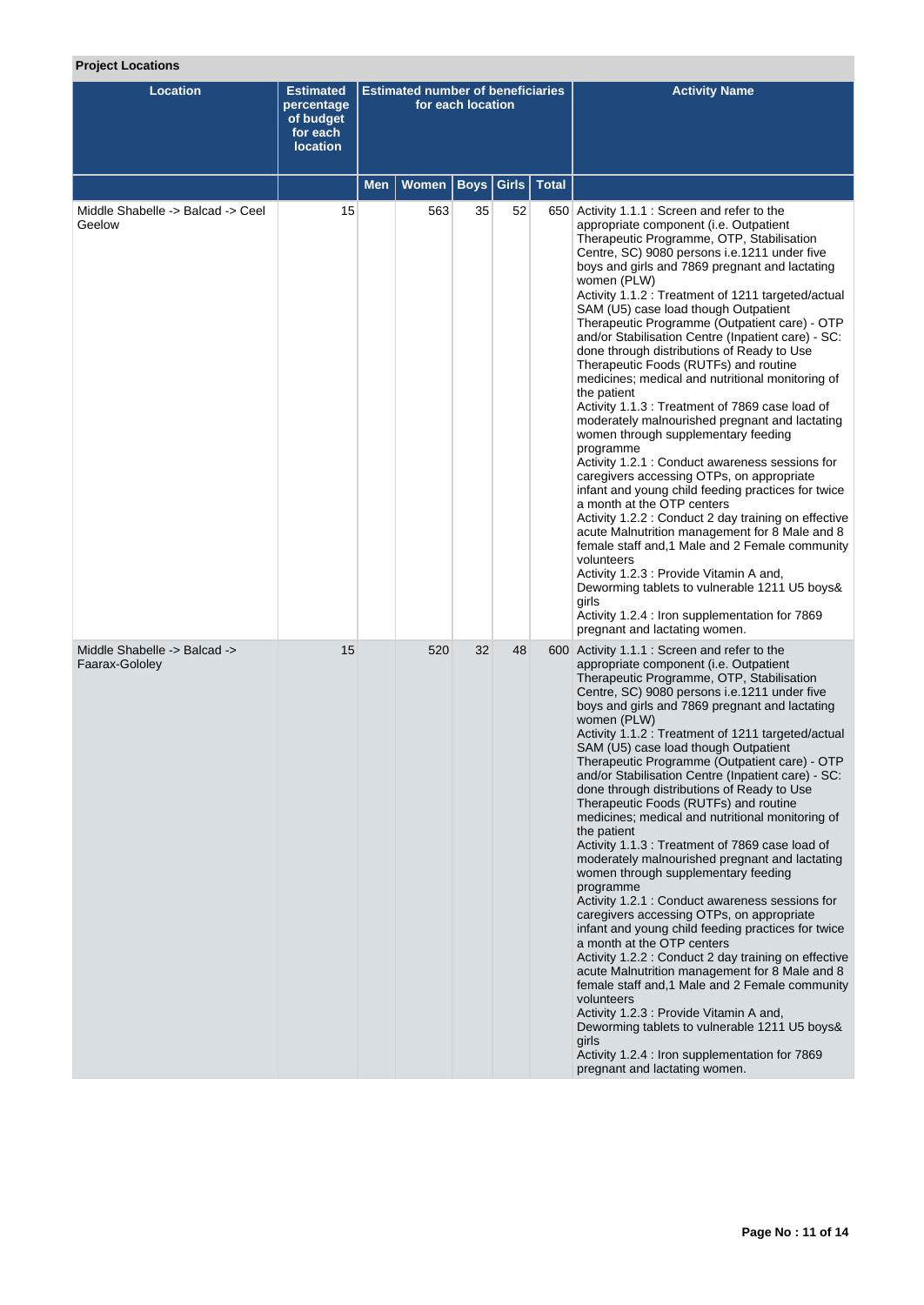**Project Locations**

| Location | Estimated percentage of budget for each location | Estimated number of beneficiaries for each location | | | | | Activity Name |
|---|---|---|---|---|---|---|---|
| | | Men | Women | Boys | Girls | Total | |
| Middle Shabelle -> Balcad -> Ceel Geelow | 15 | | 563 | 35 | 52 | 650 | Activity 1.1.1 : Screen and refer to the appropriate component (i.e. Outpatient Therapeutic Programme, OTP, Stabilisation Centre, SC) 9080 persons i.e.1211 under five boys and girls and 7869 pregnant and lactating women (PLW)<br>Activity 1.1.2 : Treatment of 1211 targeted/actual SAM (U5) case load though Outpatient Therapeutic Programme (Outpatient care) - OTP and/or Stabilisation Centre (Inpatient care) - SC: done through distributions of Ready to Use Therapeutic Foods (RUTFs) and routine medicines; medical and nutritional monitoring of the patient<br>Activity 1.1.3 : Treatment of 7869 case load of moderately malnourished pregnant and lactating women through supplementary feeding programme<br>Activity 1.2.1 : Conduct awareness sessions for caregivers accessing OTPs, on appropriate infant and young child feeding practices for twice a month at the OTP centers<br>Activity 1.2.2 : Conduct 2 day training on effective acute Malnutrition management for 8 Male and 8 female staff and,1 Male and 2 Female community volunteers<br>Activity 1.2.3 : Provide Vitamin A and, Deworming tablets to vulnerable 1211 U5 boys& girls<br>Activity 1.2.4 : Iron supplementation for 7869 pregnant and lactating women. |
| Middle Shabelle -> Balcad -> Faarax-Gololey | 15 | | 520 | 32 | 48 | 600 | Activity 1.1.1 : Screen and refer to the appropriate component (i.e. Outpatient Therapeutic Programme, OTP, Stabilisation Centre, SC) 9080 persons i.e.1211 under five boys and girls and 7869 pregnant and lactating women (PLW)<br>Activity 1.1.2 : Treatment of 1211 targeted/actual SAM (U5) case load though Outpatient Therapeutic Programme (Outpatient care) - OTP and/or Stabilisation Centre (Inpatient care) - SC: done through distributions of Ready to Use Therapeutic Foods (RUTFs) and routine medicines; medical and nutritional monitoring of the patient<br>Activity 1.1.3 : Treatment of 7869 case load of moderately malnourished pregnant and lactating women through supplementary feeding programme<br>Activity 1.2.1 : Conduct awareness sessions for caregivers accessing OTPs, on appropriate infant and young child feeding practices for twice a month at the OTP centers<br>Activity 1.2.2 : Conduct 2 day training on effective acute Malnutrition management for 8 Male and 8 female staff and,1 Male and 2 Female community volunteers<br>Activity 1.2.3 : Provide Vitamin A and, Deworming tablets to vulnerable 1211 U5 boys& girls<br>Activity 1.2.4 : Iron supplementation for 7869 pregnant and lactating women. |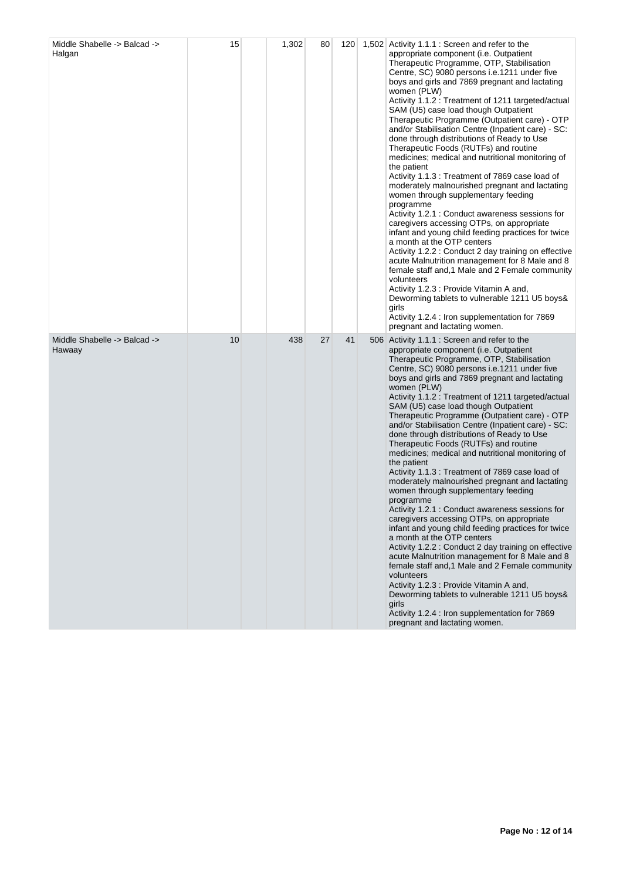| | | | | | | |
|---|---|---|---|---|---|---|
| Middle Shabelle -> Balcad -> Halgan | 15 | | 1,302 | 80 | 120 | 1,502 | Activity 1.1.1 : Screen and refer to the appropriate component (i.e. Outpatient Therapeutic Programme, OTP, Stabilisation Centre, SC) 9080 persons i.e.1211 under five boys and girls and 7869 pregnant and lactating women (PLW)<br>Activity 1.1.2 : Treatment of 1211 targeted/actual SAM (U5) case load though Outpatient Therapeutic Programme (Outpatient care) - OTP and/or Stabilisation Centre (Inpatient care) - SC: done through distributions of Ready to Use Therapeutic Foods (RUTFs) and routine medicines; medical and nutritional monitoring of the patient<br>Activity 1.1.3 : Treatment of 7869 case load of moderately malnourished pregnant and lactating women through supplementary feeding programme<br>Activity 1.2.1 : Conduct awareness sessions for caregivers accessing OTPs, on appropriate infant and young child feeding practices for twice a month at the OTP centers<br>Activity 1.2.2 : Conduct 2 day training on effective acute Malnutrition management for 8 Male and 8 female staff and,1 Male and 2 Female community volunteers<br>Activity 1.2.3 : Provide Vitamin A and, Deworming tablets to vulnerable 1211 U5 boys& girls<br>Activity 1.2.4 : Iron supplementation for 7869 pregnant and lactating women. |
| Middle Shabelle -> Balcad -> Hawaay | 10 | | 438 | 27 | 41 | 506 | Activity 1.1.1 : Screen and refer to the appropriate component (i.e. Outpatient Therapeutic Programme, OTP, Stabilisation Centre, SC) 9080 persons i.e.1211 under five boys and girls and 7869 pregnant and lactating women (PLW)<br>Activity 1.1.2 : Treatment of 1211 targeted/actual SAM (U5) case load though Outpatient Therapeutic Programme (Outpatient care) - OTP and/or Stabilisation Centre (Inpatient care) - SC: done through distributions of Ready to Use Therapeutic Foods (RUTFs) and routine medicines; medical and nutritional monitoring of the patient<br>Activity 1.1.3 : Treatment of 7869 case load of moderately malnourished pregnant and lactating women through supplementary feeding programme<br>Activity 1.2.1 : Conduct awareness sessions for caregivers accessing OTPs, on appropriate infant and young child feeding practices for twice a month at the OTP centers<br>Activity 1.2.2 : Conduct 2 day training on effective acute Malnutrition management for 8 Male and 8 female staff and,1 Male and 2 Female community volunteers<br>Activity 1.2.3 : Provide Vitamin A and, Deworming tablets to vulnerable 1211 U5 boys& girls<br>Activity 1.2.4 : Iron supplementation for 7869 pregnant and lactating women. |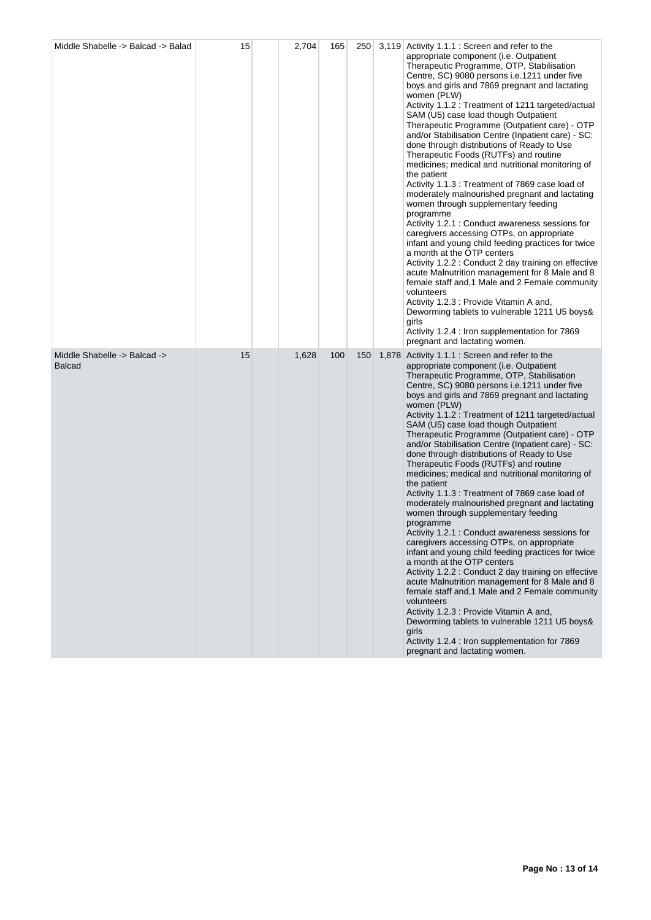| | | | | | | | |
|---|---|---|---|---|---|---|---|
| Middle Shabelle -> Balcad -> Balad | 15 | | 2,704 | 165 | 250 | 3,119 | Activity 1.1.1 : Screen and refer to the appropriate component (i.e. Outpatient Therapeutic Programme, OTP, Stabilisation Centre, SC) 9080 persons i.e.1211 under five boys and girls and 7869 pregnant and lactating women (PLW)<br>Activity 1.1.2 : Treatment of 1211 targeted/actual SAM (U5) case load though Outpatient Therapeutic Programme (Outpatient care) - OTP and/or Stabilisation Centre (Inpatient care) - SC: done through distributions of Ready to Use Therapeutic Foods (RUTFs) and routine medicines; medical and nutritional monitoring of the patient<br>Activity 1.1.3 : Treatment of 7869 case load of moderately malnourished pregnant and lactating women through supplementary feeding programme<br>Activity 1.2.1 : Conduct awareness sessions for caregivers accessing OTPs, on appropriate infant and young child feeding practices for twice a month at the OTP centers<br>Activity 1.2.2 : Conduct 2 day training on effective acute Malnutrition management for 8 Male and 8 female staff and,1 Male and 2 Female community volunteers<br>Activity 1.2.3 : Provide Vitamin A and, Deworming tablets to vulnerable 1211 U5 boys& girls<br>Activity 1.2.4 : Iron supplementation for 7869 pregnant and lactating women. |
| Middle Shabelle -> Balcad -> Balcad | 15 | | 1,628 | 100 | 150 | 1,878 | Activity 1.1.1 : Screen and refer to the appropriate component (i.e. Outpatient Therapeutic Programme, OTP, Stabilisation Centre, SC) 9080 persons i.e.1211 under five boys and girls and 7869 pregnant and lactating women (PLW)<br>Activity 1.1.2 : Treatment of 1211 targeted/actual SAM (U5) case load though Outpatient Therapeutic Programme (Outpatient care) - OTP and/or Stabilisation Centre (Inpatient care) - SC: done through distributions of Ready to Use Therapeutic Foods (RUTFs) and routine medicines; medical and nutritional monitoring of the patient<br>Activity 1.1.3 : Treatment of 7869 case load of moderately malnourished pregnant and lactating women through supplementary feeding programme<br>Activity 1.2.1 : Conduct awareness sessions for caregivers accessing OTPs, on appropriate infant and young child feeding practices for twice a month at the OTP centers<br>Activity 1.2.2 : Conduct 2 day training on effective acute Malnutrition management for 8 Male and 8 female staff and,1 Male and 2 Female community volunteers<br>Activity 1.2.3 : Provide Vitamin A and, Deworming tablets to vulnerable 1211 U5 boys& girls<br>Activity 1.2.4 : Iron supplementation for 7869 pregnant and lactating women. |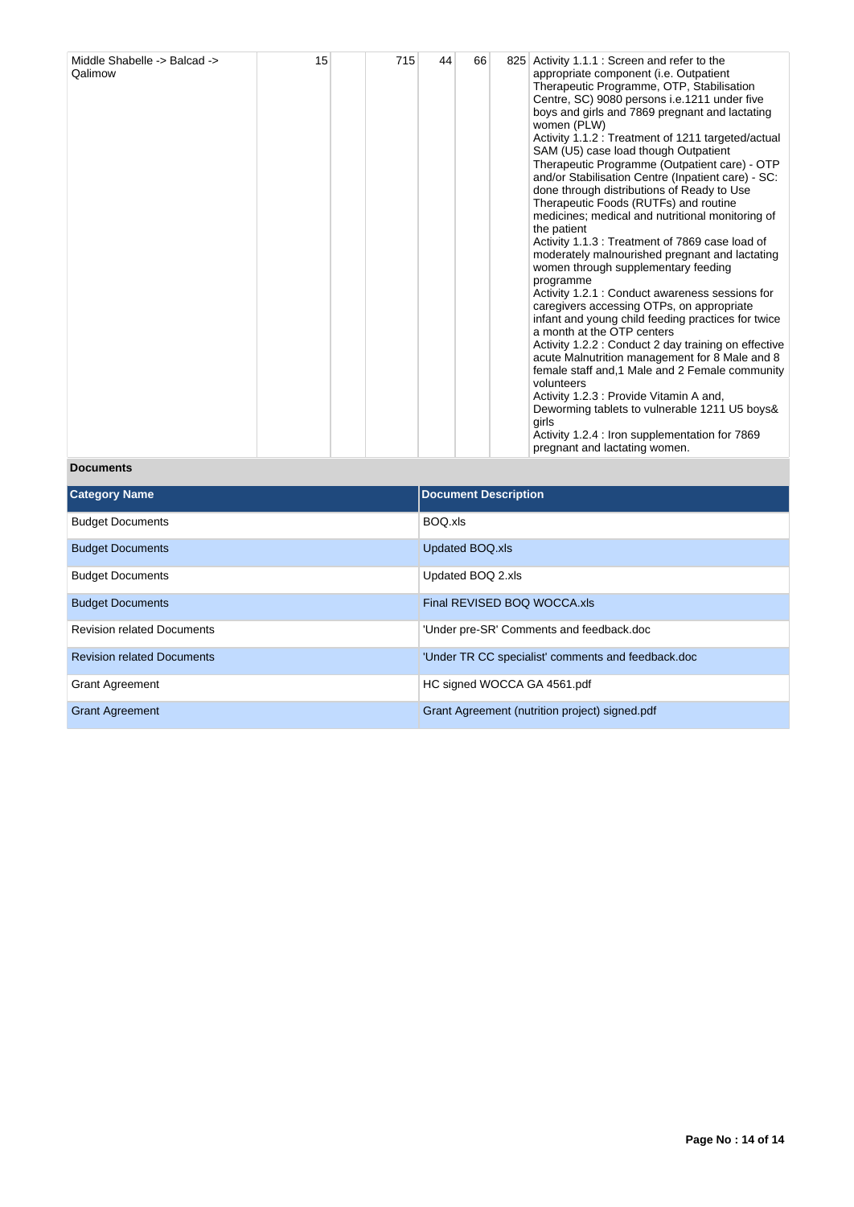| | | | | | | | |
|---|---|---|---|---|---|---|---|
| Middle Shabelle -> Balcad -> Qalimow | 15 | | 715 | 44 | 66 | 825 | Activity 1.1.1 : Screen and refer to the appropriate component (i.e. Outpatient Therapeutic Programme, OTP, Stabilisation Centre, SC) 9080 persons i.e.1211 under five boys and girls and 7869 pregnant and lactating women (PLW)<br>Activity 1.1.2 : Treatment of 1211 targeted/actual SAM (U5) case load though Outpatient Therapeutic Programme (Outpatient care) - OTP and/or Stabilisation Centre (Inpatient care) - SC: done through distributions of Ready to Use Therapeutic Foods (RUTFs) and routine medicines; medical and nutritional monitoring of the patient<br>Activity 1.1.3 : Treatment of 7869 case load of moderately malnourished pregnant and lactating women through supplementary feeding programme<br>Activity 1.2.1 : Conduct awareness sessions for caregivers accessing OTPs, on appropriate infant and young child feeding practices for twice a month at the OTP centers<br>Activity 1.2.2 : Conduct 2 day training on effective acute Malnutrition management for 8 Male and 8 female staff and,1 Male and 2 Female community volunteers<br>Activity 1.2.3 : Provide Vitamin A and, Deworming tablets to vulnerable 1211 U5 boys& girls<br>Activity 1.2.4 : Iron supplementation for 7869 pregnant and lactating women. |

**Documents**

| Category Name | Document Description |
|---|---|
| Budget Documents | BOQ.xls |
| Budget Documents | Updated BOQ.xls |
| Budget Documents | Updated BOQ 2.xls |
| Budget Documents | Final REVISED BOQ WOCCA.xls |
| Revision related Documents | 'Under pre-SR' Comments and feedback.doc |
| Revision related Documents | 'Under TR CC specialist' comments and feedback.doc |
| Grant Agreement | HC signed WOCCA GA 4561.pdf |
| Grant Agreement | Grant Agreement (nutrition project) signed.pdf |